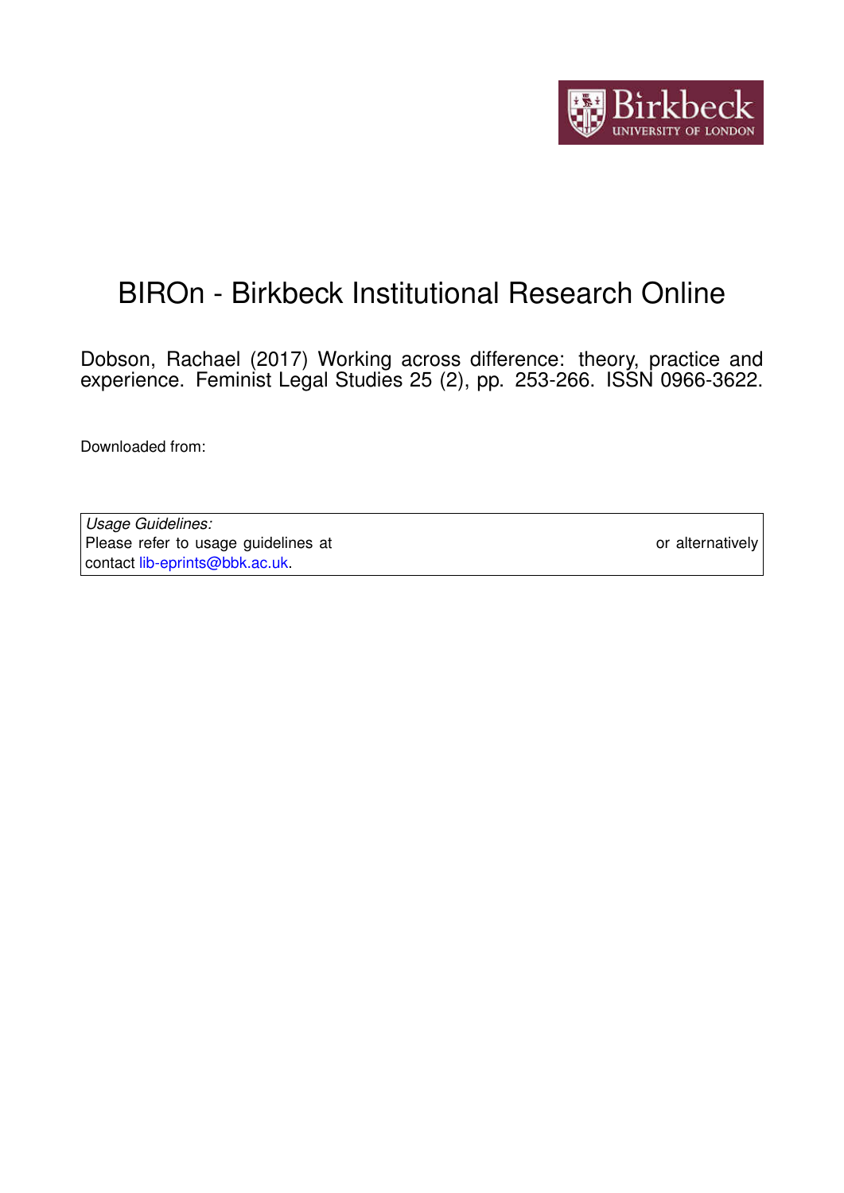# BIROn - Birkbeck Institutional Research Online

Dobson, Rachael (2017) Working across difference: theory, practice and experience. Feminist Legal Studies 25 (2), pp. 253-266. ISSN 0966-3622.

Downloaded from:

*Usage Guidelines:*
Please refer to usage guidelines at or alternatively contact lib-eprints@bbk.ac.uk.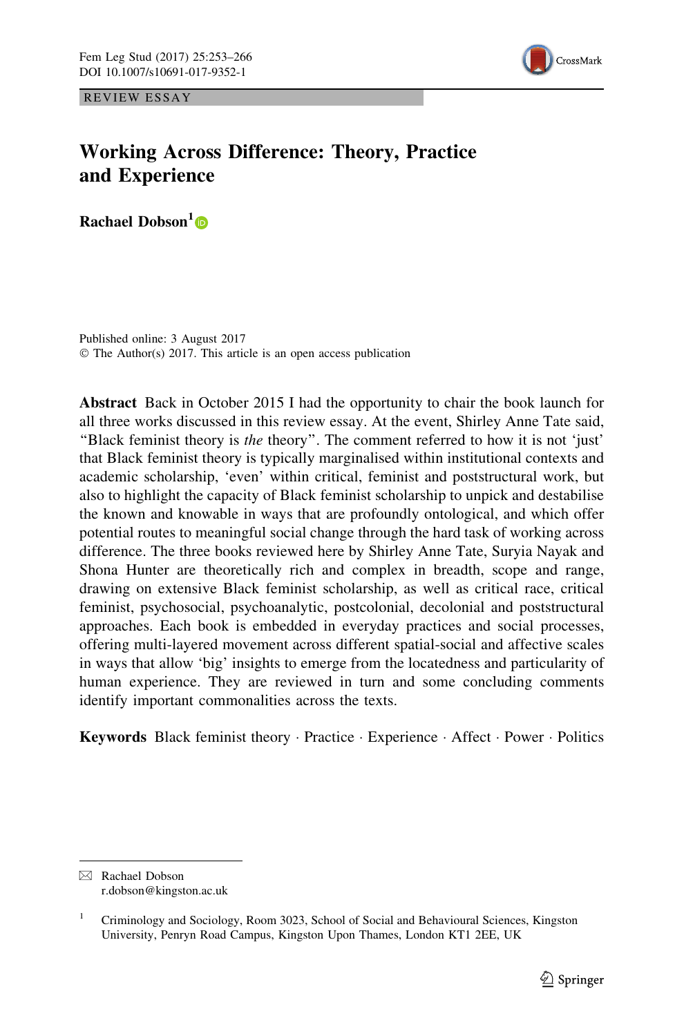REVIEW ESSAY

# Working Across Difference: Theory, Practice and Experience

**Rachael Dobson**[1]

Published online: 3 August 2017
© The Author(s) 2017. This article is an open access publication

**Abstract** Back in October 2015 I had the opportunity to chair the book launch for all three works discussed in this review essay. At the event, Shirley Anne Tate said, "Black feminist theory is *the* theory". The comment referred to how it is not 'just' that Black feminist theory is typically marginalised within institutional contexts and academic scholarship, 'even' within critical, feminist and poststructural work, but also to highlight the capacity of Black feminist scholarship to unpick and destabilise the known and knowable in ways that are profoundly ontological, and which offer potential routes to meaningful social change through the hard task of working across difference. The three books reviewed here by Shirley Anne Tate, Suryia Nayak and Shona Hunter are theoretically rich and complex in breadth, scope and range, drawing on extensive Black feminist scholarship, as well as critical race, critical feminist, psychosocial, psychoanalytic, postcolonial, decolonial and poststructural approaches. Each book is embedded in everyday practices and social processes, offering multi-layered movement across different spatial-social and affective scales in ways that allow 'big' insights to emerge from the locatedness and particularity of human experience. They are reviewed in turn and some concluding comments identify important commonalities across the texts.

**Keywords** Black feminist theory · Practice · Experience · Affect · Power · Politics

---

✉ Rachael Dobson
r.dobson@kingston.ac.uk

[1] Criminology and Sociology, Room 3023, School of Social and Behavioural Sciences, Kingston University, Penryn Road Campus, Kingston Upon Thames, London KT1 2EE, UK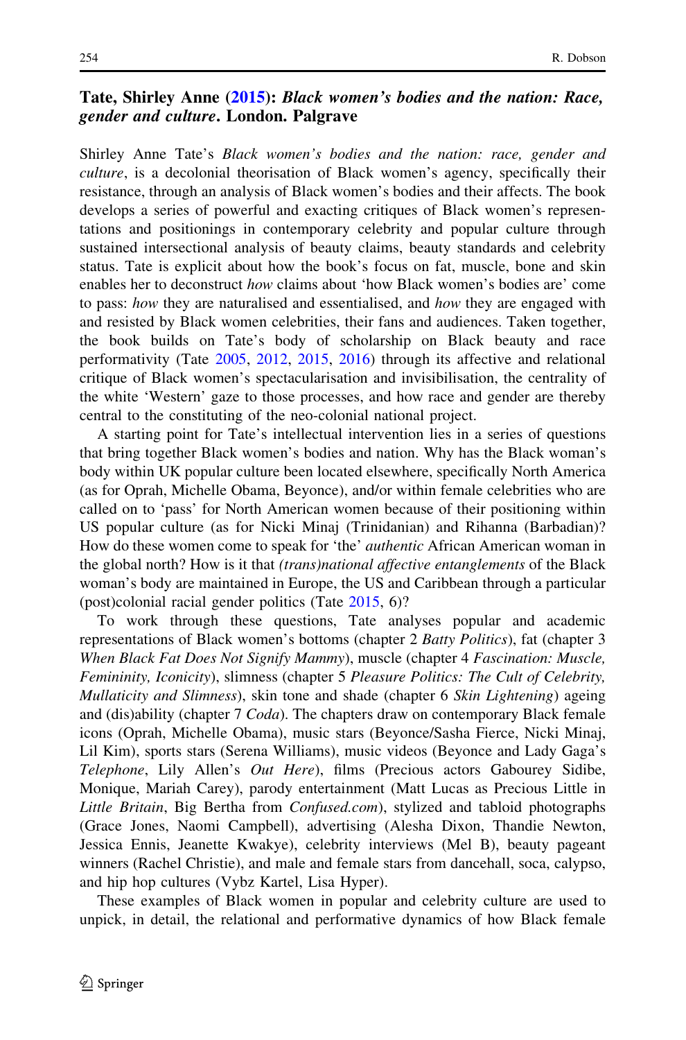### Tate, Shirley Anne (2015): *Black women's bodies and the nation: Race, gender and culture*. London. Palgrave

Shirley Anne Tate's *Black women's bodies and the nation: race, gender and culture*, is a decolonial theorisation of Black women's agency, specifically their resistance, through an analysis of Black women's bodies and their affects. The book develops a series of powerful and exacting critiques of Black women's representations and positionings in contemporary celebrity and popular culture through sustained intersectional analysis of beauty claims, beauty standards and celebrity status. Tate is explicit about how the book's focus on fat, muscle, bone and skin enables her to deconstruct *how* claims about 'how Black women's bodies are' come to pass: *how* they are naturalised and essentialised, and *how* they are engaged with and resisted by Black women celebrities, their fans and audiences. Taken together, the book builds on Tate's body of scholarship on Black beauty and race performativity (Tate 2005, 2012, 2015, 2016) through its affective and relational critique of Black women's spectacularisation and invisibilisation, the centrality of the white 'Western' gaze to those processes, and how race and gender are thereby central to the constituting of the neo-colonial national project.

A starting point for Tate's intellectual intervention lies in a series of questions that bring together Black women's bodies and nation. Why has the Black woman's body within UK popular culture been located elsewhere, specifically North America (as for Oprah, Michelle Obama, Beyonce), and/or within female celebrities who are called on to 'pass' for North American women because of their positioning within US popular culture (as for Nicki Minaj (Trinidanian) and Rihanna (Barbadian)? How do these women come to speak for 'the' *authentic* African American woman in the global north? How is it that *(trans)national affective entanglements* of the Black woman's body are maintained in Europe, the US and Caribbean through a particular (post)colonial racial gender politics (Tate 2015, 6)?

To work through these questions, Tate analyses popular and academic representations of Black women's bottoms (chapter 2 *Batty Politics*), fat (chapter 3 *When Black Fat Does Not Signify Mammy*), muscle (chapter 4 *Fascination: Muscle, Femininity, Iconicity*), slimness (chapter 5 *Pleasure Politics: The Cult of Celebrity, Mullaticity and Slimness*), skin tone and shade (chapter 6 *Skin Lightening*) ageing and (dis)ability (chapter 7 *Coda*). The chapters draw on contemporary Black female icons (Oprah, Michelle Obama), music stars (Beyonce/Sasha Fierce, Nicki Minaj, Lil Kim), sports stars (Serena Williams), music videos (Beyonce and Lady Gaga's *Telephone*, Lily Allen's *Out Here*), films (Precious actors Gabourey Sidibe, Monique, Mariah Carey), parody entertainment (Matt Lucas as Precious Little in *Little Britain*, Big Bertha from *Confused.com*), stylized and tabloid photographs (Grace Jones, Naomi Campbell), advertising (Alesha Dixon, Thandie Newton, Jessica Ennis, Jeanette Kwakye), celebrity interviews (Mel B), beauty pageant winners (Rachel Christie), and male and female stars from dancehall, soca, calypso, and hip hop cultures (Vybz Kartel, Lisa Hyper).

These examples of Black women in popular and celebrity culture are used to unpick, in detail, the relational and performative dynamics of how Black female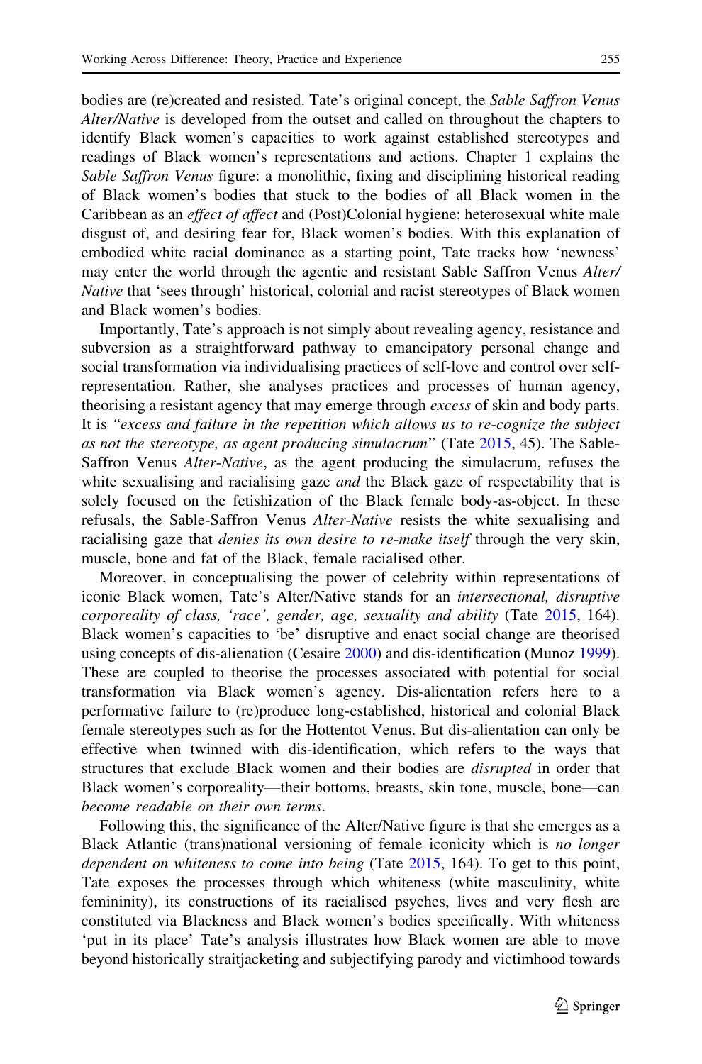bodies are (re)created and resisted. Tate's original concept, the *Sable Saffron Venus Alter/Native* is developed from the outset and called on throughout the chapters to identify Black women's capacities to work against established stereotypes and readings of Black women's representations and actions. Chapter 1 explains the *Sable Saffron Venus* figure: a monolithic, fixing and disciplining historical reading of Black women's bodies that stuck to the bodies of all Black women in the Caribbean as an *effect of affect* and (Post)Colonial hygiene: heterosexual white male disgust of, and desiring fear for, Black women's bodies. With this explanation of embodied white racial dominance as a starting point, Tate tracks how 'newness' may enter the world through the agentic and resistant Sable Saffron Venus *Alter/Native* that 'sees through' historical, colonial and racist stereotypes of Black women and Black women's bodies.

Importantly, Tate's approach is not simply about revealing agency, resistance and subversion as a straightforward pathway to emancipatory personal change and social transformation via individualising practices of self-love and control over self-representation. Rather, she analyses practices and processes of human agency, theorising a resistant agency that may emerge through *excess* of skin and body parts. It is *"excess and failure in the repetition which allows us to re-cognize the subject as not the stereotype, as agent producing simulacrum*" (Tate 2015, 45). The Sable-Saffron Venus *Alter-Native*, as the agent producing the simulacrum, refuses the white sexualising and racialising gaze *and* the Black gaze of respectability that is solely focused on the fetishization of the Black female body-as-object. In these refusals, the Sable-Saffron Venus *Alter-Native* resists the white sexualising and racialising gaze that *denies its own desire to re-make itself* through the very skin, muscle, bone and fat of the Black, female racialised other.

Moreover, in conceptualising the power of celebrity within representations of iconic Black women, Tate's Alter/Native stands for an *intersectional, disruptive corporeality of class, 'race', gender, age, sexuality and ability* (Tate 2015, 164). Black women's capacities to 'be' disruptive and enact social change are theorised using concepts of dis-alienation (Cesaire 2000) and dis-identification (Munoz 1999). These are coupled to theorise the processes associated with potential for social transformation via Black women's agency. Dis-alientation refers here to a performative failure to (re)produce long-established, historical and colonial Black female stereotypes such as for the Hottentot Venus. But dis-alientation can only be effective when twinned with dis-identification, which refers to the ways that structures that exclude Black women and their bodies are *disrupted* in order that Black women's corporeality—their bottoms, breasts, skin tone, muscle, bone—can *become readable on their own terms*.

Following this, the significance of the Alter/Native figure is that she emerges as a Black Atlantic (trans)national versioning of female iconicity which is *no longer dependent on whiteness to come into being* (Tate 2015, 164). To get to this point, Tate exposes the processes through which whiteness (white masculinity, white femininity), its constructions of its racialised psyches, lives and very flesh are constituted via Blackness and Black women's bodies specifically. With whiteness 'put in its place' Tate's analysis illustrates how Black women are able to move beyond historically straitjacketing and subjectifying parody and victimhood towards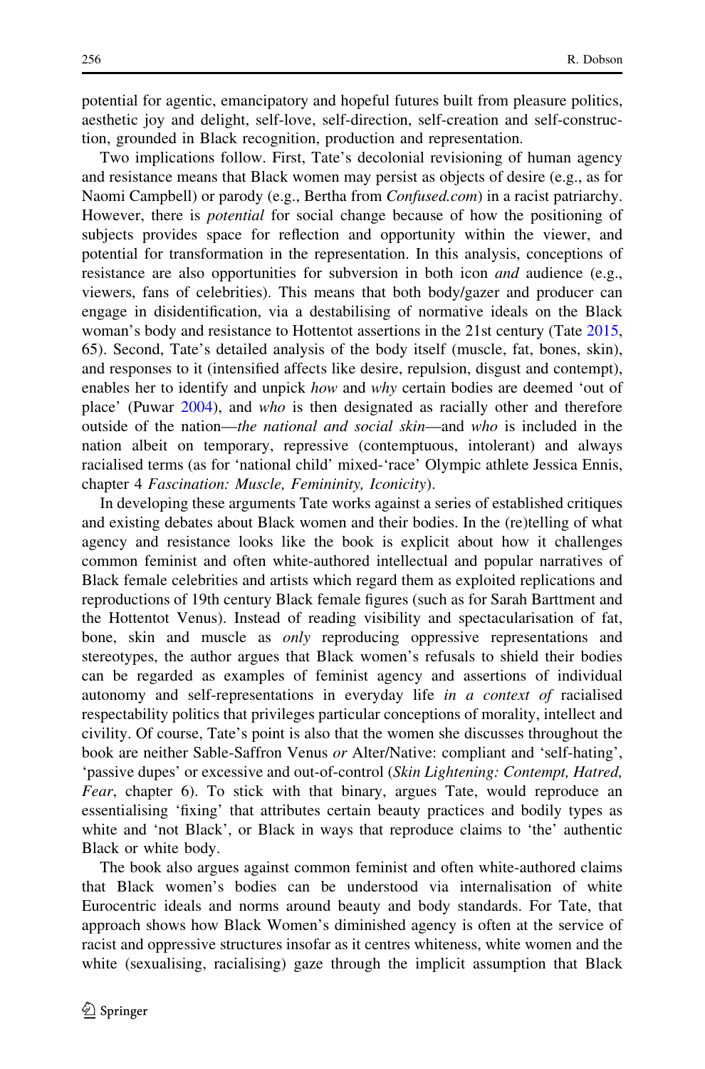potential for agentic, emancipatory and hopeful futures built from pleasure politics, aesthetic joy and delight, self-love, self-direction, self-creation and self-construction, grounded in Black recognition, production and representation.

Two implications follow. First, Tate's decolonial revisioning of human agency and resistance means that Black women may persist as objects of desire (e.g., as for Naomi Campbell) or parody (e.g., Bertha from *Confused.com*) in a racist patriarchy. However, there is *potential* for social change because of how the positioning of subjects provides space for reflection and opportunity within the viewer, and potential for transformation in the representation. In this analysis, conceptions of resistance are also opportunities for subversion in both icon *and* audience (e.g., viewers, fans of celebrities). This means that both body/gazer and producer can engage in disidentification, via a destabilising of normative ideals on the Black woman's body and resistance to Hottentot assertions in the 21st century (Tate 2015, 65). Second, Tate's detailed analysis of the body itself (muscle, fat, bones, skin), and responses to it (intensified affects like desire, repulsion, disgust and contempt), enables her to identify and unpick *how* and *why* certain bodies are deemed 'out of place' (Puwar 2004), and *who* is then designated as racially other and therefore outside of the nation—*the national and social skin*—and *who* is included in the nation albeit on temporary, repressive (contemptuous, intolerant) and always racialised terms (as for 'national child' mixed-'race' Olympic athlete Jessica Ennis, chapter 4 *Fascination: Muscle, Femininity, Iconicity*).

In developing these arguments Tate works against a series of established critiques and existing debates about Black women and their bodies. In the (re)telling of what agency and resistance looks like the book is explicit about how it challenges common feminist and often white-authored intellectual and popular narratives of Black female celebrities and artists which regard them as exploited replications and reproductions of 19th century Black female figures (such as for Sarah Barttment and the Hottentot Venus). Instead of reading visibility and spectacularisation of fat, bone, skin and muscle as *only* reproducing oppressive representations and stereotypes, the author argues that Black women's refusals to shield their bodies can be regarded as examples of feminist agency and assertions of individual autonomy and self-representations in everyday life *in a context of* racialised respectability politics that privileges particular conceptions of morality, intellect and civility. Of course, Tate's point is also that the women she discusses throughout the book are neither Sable-Saffron Venus *or* Alter/Native: compliant and 'self-hating', 'passive dupes' or excessive and out-of-control (*Skin Lightening: Contempt, Hatred, Fear*, chapter 6). To stick with that binary, argues Tate, would reproduce an essentialising 'fixing' that attributes certain beauty practices and bodily types as white and 'not Black', or Black in ways that reproduce claims to 'the' authentic Black or white body.

The book also argues against common feminist and often white-authored claims that Black women's bodies can be understood via internalisation of white Eurocentric ideals and norms around beauty and body standards. For Tate, that approach shows how Black Women's diminished agency is often at the service of racist and oppressive structures insofar as it centres whiteness, white women and the white (sexualising, racialising) gaze through the implicit assumption that Black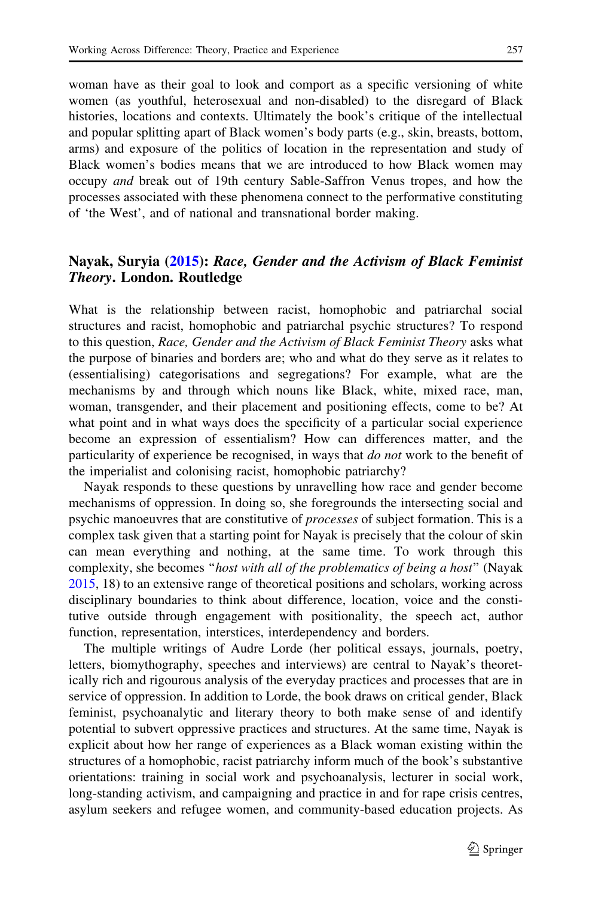woman have as their goal to look and comport as a specific versioning of white women (as youthful, heterosexual and non-disabled) to the disregard of Black histories, locations and contexts. Ultimately the book's critique of the intellectual and popular splitting apart of Black women's body parts (e.g., skin, breasts, bottom, arms) and exposure of the politics of location in the representation and study of Black women's bodies means that we are introduced to how Black women may occupy *and* break out of 19th century Sable-Saffron Venus tropes, and how the processes associated with these phenomena connect to the performative constituting of 'the West', and of national and transnational border making.

## Nayak, Suryia (2015): *Race, Gender and the Activism of Black Feminist Theory*. London. Routledge

What is the relationship between racist, homophobic and patriarchal social structures and racist, homophobic and patriarchal psychic structures? To respond to this question, *Race, Gender and the Activism of Black Feminist Theory* asks what the purpose of binaries and borders are; who and what do they serve as it relates to (essentialising) categorisations and segregations? For example, what are the mechanisms by and through which nouns like Black, white, mixed race, man, woman, transgender, and their placement and positioning effects, come to be? At what point and in what ways does the specificity of a particular social experience become an expression of essentialism? How can differences matter, and the particularity of experience be recognised, in ways that *do not* work to the benefit of the imperialist and colonising racist, homophobic patriarchy?

Nayak responds to these questions by unravelling how race and gender become mechanisms of oppression. In doing so, she foregrounds the intersecting social and psychic manoeuvres that are constitutive of *processes* of subject formation. This is a complex task given that a starting point for Nayak is precisely that the colour of skin can mean everything and nothing, at the same time. To work through this complexity, she becomes "*host with all of the problematics of being a host*" (Nayak 2015, 18) to an extensive range of theoretical positions and scholars, working across disciplinary boundaries to think about difference, location, voice and the constitutive outside through engagement with positionality, the speech act, author function, representation, interstices, interdependency and borders.

The multiple writings of Audre Lorde (her political essays, journals, poetry, letters, biomythography, speeches and interviews) are central to Nayak's theoretically rich and rigourous analysis of the everyday practices and processes that are in service of oppression. In addition to Lorde, the book draws on critical gender, Black feminist, psychoanalytic and literary theory to both make sense of and identify potential to subvert oppressive practices and structures. At the same time, Nayak is explicit about how her range of experiences as a Black woman existing within the structures of a homophobic, racist patriarchy inform much of the book's substantive orientations: training in social work and psychoanalysis, lecturer in social work, long-standing activism, and campaigning and practice in and for rape crisis centres, asylum seekers and refugee women, and community-based education projects. As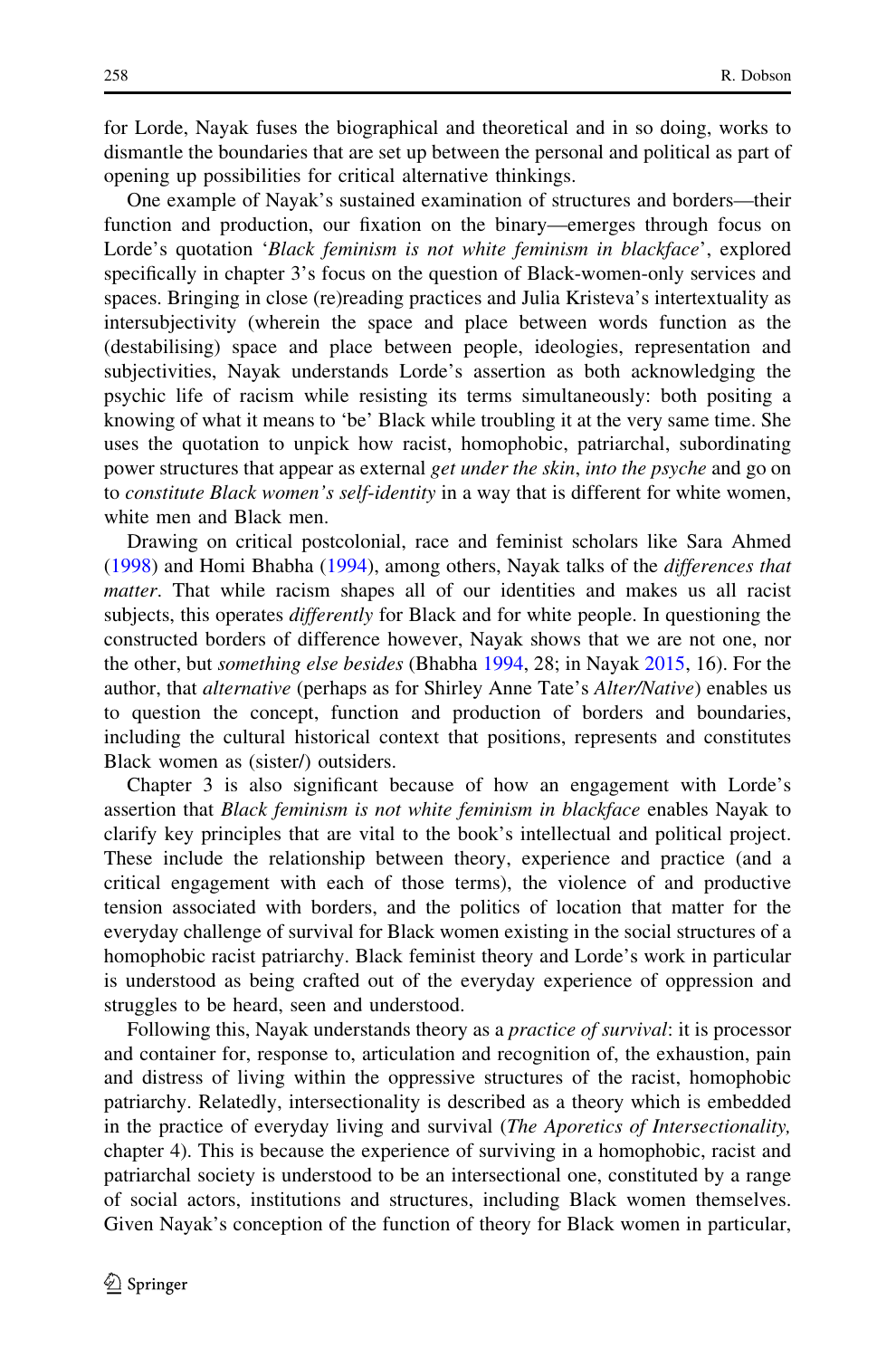for Lorde, Nayak fuses the biographical and theoretical and in so doing, works to dismantle the boundaries that are set up between the personal and political as part of opening up possibilities for critical alternative thinkings.

One example of Nayak's sustained examination of structures and borders—their function and production, our fixation on the binary—emerges through focus on Lorde's quotation '*Black feminism is not white feminism in blackface*', explored specifically in chapter 3's focus on the question of Black-women-only services and spaces. Bringing in close (re)reading practices and Julia Kristeva's intertextuality as intersubjectivity (wherein the space and place between words function as the (destabilising) space and place between people, ideologies, representation and subjectivities, Nayak understands Lorde's assertion as both acknowledging the psychic life of racism while resisting its terms simultaneously: both positing a knowing of what it means to 'be' Black while troubling it at the very same time. She uses the quotation to unpick how racist, homophobic, patriarchal, subordinating power structures that appear as external *get under the skin*, *into the psyche* and go on to *constitute Black women's self-identity* in a way that is different for white women, white men and Black men.

Drawing on critical postcolonial, race and feminist scholars like Sara Ahmed (1998) and Homi Bhabha (1994), among others, Nayak talks of the *differences that matter*. That while racism shapes all of our identities and makes us all racist subjects, this operates *differently* for Black and for white people. In questioning the constructed borders of difference however, Nayak shows that we are not one, nor the other, but *something else besides* (Bhabha 1994, 28; in Nayak 2015, 16). For the author, that *alternative* (perhaps as for Shirley Anne Tate's *Alter/Native*) enables us to question the concept, function and production of borders and boundaries, including the cultural historical context that positions, represents and constitutes Black women as (sister/) outsiders.

Chapter 3 is also significant because of how an engagement with Lorde's assertion that *Black feminism is not white feminism in blackface* enables Nayak to clarify key principles that are vital to the book's intellectual and political project. These include the relationship between theory, experience and practice (and a critical engagement with each of those terms), the violence of and productive tension associated with borders, and the politics of location that matter for the everyday challenge of survival for Black women existing in the social structures of a homophobic racist patriarchy. Black feminist theory and Lorde's work in particular is understood as being crafted out of the everyday experience of oppression and struggles to be heard, seen and understood.

Following this, Nayak understands theory as a *practice of survival*: it is processor and container for, response to, articulation and recognition of, the exhaustion, pain and distress of living within the oppressive structures of the racist, homophobic patriarchy. Relatedly, intersectionality is described as a theory which is embedded in the practice of everyday living and survival (*The Aporetics of Intersectionality,* chapter 4). This is because the experience of surviving in a homophobic, racist and patriarchal society is understood to be an intersectional one, constituted by a range of social actors, institutions and structures, including Black women themselves. Given Nayak's conception of the function of theory for Black women in particular,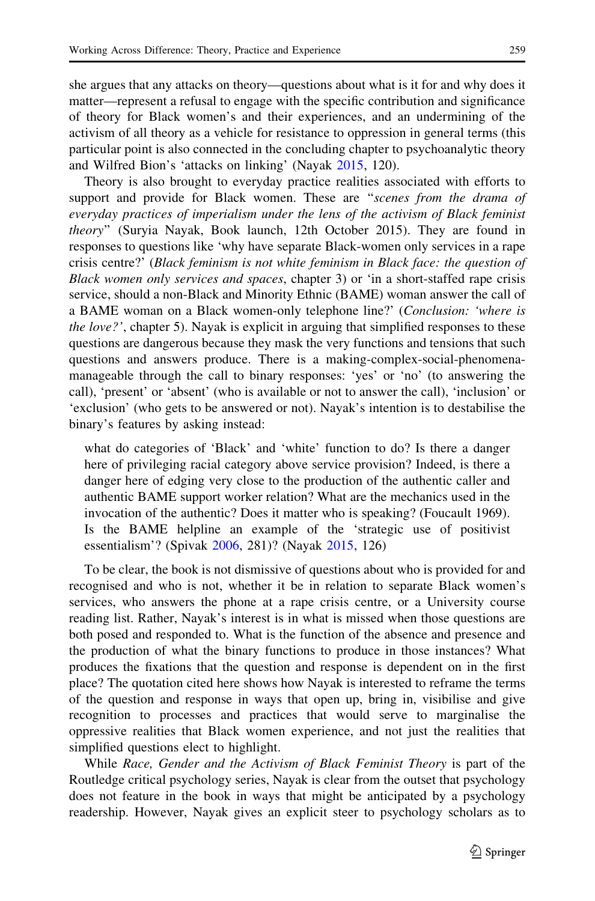she argues that any attacks on theory—questions about what is it for and why does it matter—represent a refusal to engage with the specific contribution and significance of theory for Black women's and their experiences, and an undermining of the activism of all theory as a vehicle for resistance to oppression in general terms (this particular point is also connected in the concluding chapter to psychoanalytic theory and Wilfred Bion's 'attacks on linking' (Nayak 2015, 120).

Theory is also brought to everyday practice realities associated with efforts to support and provide for Black women. These are "*scenes from the drama of everyday practices of imperialism under the lens of the activism of Black feminist theory*" (Suryia Nayak, Book launch, 12th October 2015). They are found in responses to questions like 'why have separate Black-women only services in a rape crisis centre?' (*Black feminism is not white feminism in Black face: the question of Black women only services and spaces*, chapter 3) or 'in a short-staffed rape crisis service, should a non-Black and Minority Ethnic (BAME) woman answer the call of a BAME woman on a Black women-only telephone line?' (*Conclusion: 'where is the love?'*, chapter 5). Nayak is explicit in arguing that simplified responses to these questions are dangerous because they mask the very functions and tensions that such questions and answers produce. There is a making-complex-social-phenomena-manageable through the call to binary responses: 'yes' or 'no' (to answering the call), 'present' or 'absent' (who is available or not to answer the call), 'inclusion' or 'exclusion' (who gets to be answered or not). Nayak's intention is to destabilise the binary's features by asking instead:

> what do categories of 'Black' and 'white' function to do? Is there a danger here of privileging racial category above service provision? Indeed, is there a danger here of edging very close to the production of the authentic caller and authentic BAME support worker relation? What are the mechanics used in the invocation of the authentic? Does it matter who is speaking? (Foucault 1969). Is the BAME helpline an example of the 'strategic use of positivist essentialism'? (Spivak 2006, 281)? (Nayak 2015, 126)

To be clear, the book is not dismissive of questions about who is provided for and recognised and who is not, whether it be in relation to separate Black women's services, who answers the phone at a rape crisis centre, or a University course reading list. Rather, Nayak's interest is in what is missed when those questions are both posed and responded to. What is the function of the absence and presence and the production of what the binary functions to produce in those instances? What produces the fixations that the question and response is dependent on in the first place? The quotation cited here shows how Nayak is interested to reframe the terms of the question and response in ways that open up, bring in, visibilise and give recognition to processes and practices that would serve to marginalise the oppressive realities that Black women experience, and not just the realities that simplified questions elect to highlight.

While *Race, Gender and the Activism of Black Feminist Theory* is part of the Routledge critical psychology series, Nayak is clear from the outset that psychology does not feature in the book in ways that might be anticipated by a psychology readership. However, Nayak gives an explicit steer to psychology scholars as to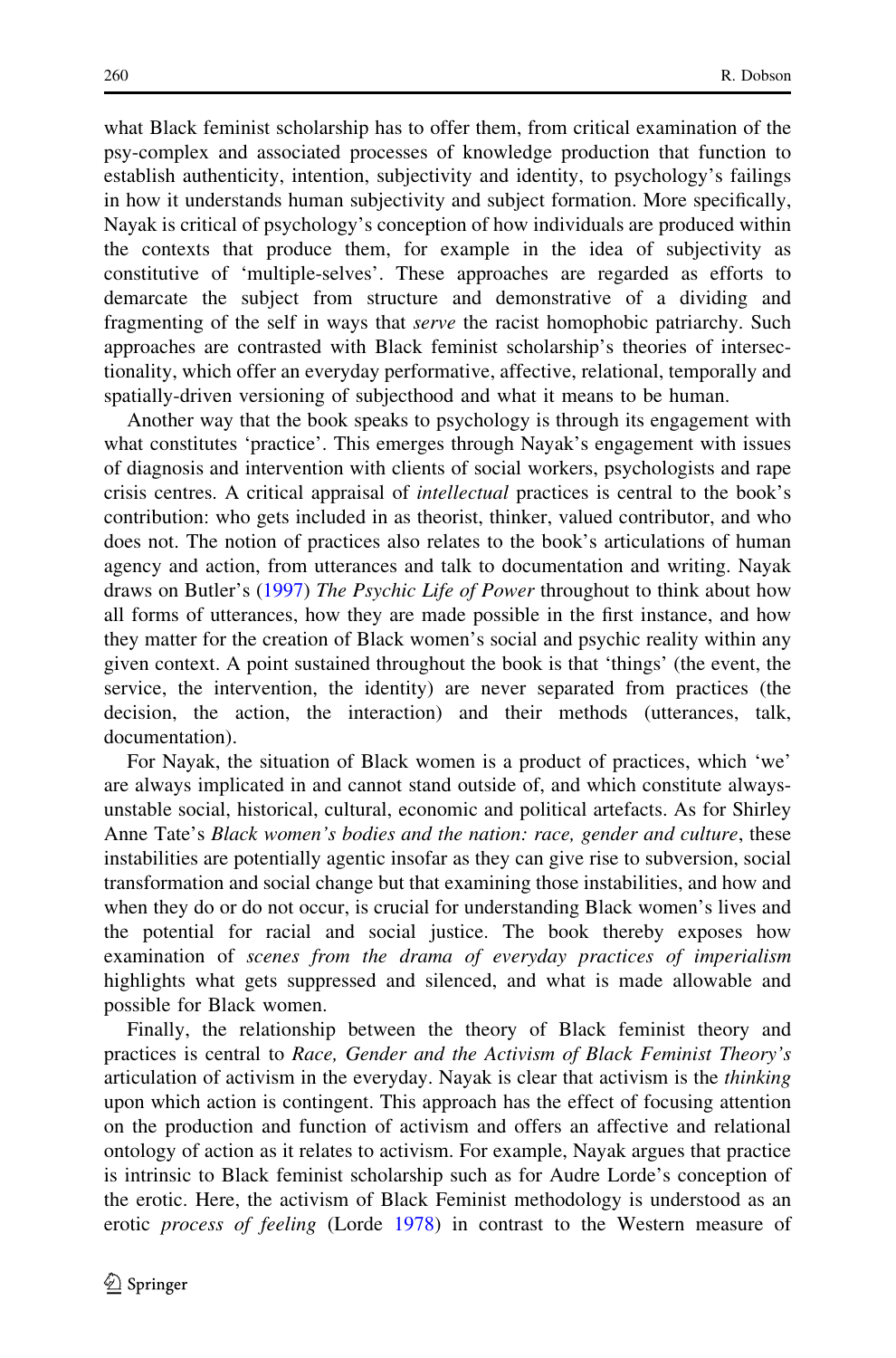what Black feminist scholarship has to offer them, from critical examination of the psy-complex and associated processes of knowledge production that function to establish authenticity, intention, subjectivity and identity, to psychology's failings in how it understands human subjectivity and subject formation. More specifically, Nayak is critical of psychology's conception of how individuals are produced within the contexts that produce them, for example in the idea of subjectivity as constitutive of 'multiple-selves'. These approaches are regarded as efforts to demarcate the subject from structure and demonstrative of a dividing and fragmenting of the self in ways that *serve* the racist homophobic patriarchy. Such approaches are contrasted with Black feminist scholarship's theories of intersectionality, which offer an everyday performative, affective, relational, temporally and spatially-driven versioning of subjecthood and what it means to be human.

Another way that the book speaks to psychology is through its engagement with what constitutes 'practice'. This emerges through Nayak's engagement with issues of diagnosis and intervention with clients of social workers, psychologists and rape crisis centres. A critical appraisal of *intellectual* practices is central to the book's contribution: who gets included in as theorist, thinker, valued contributor, and who does not. The notion of practices also relates to the book's articulations of human agency and action, from utterances and talk to documentation and writing. Nayak draws on Butler's (1997) *The Psychic Life of Power* throughout to think about how all forms of utterances, how they are made possible in the first instance, and how they matter for the creation of Black women's social and psychic reality within any given context. A point sustained throughout the book is that 'things' (the event, the service, the intervention, the identity) are never separated from practices (the decision, the action, the interaction) and their methods (utterances, talk, documentation).

For Nayak, the situation of Black women is a product of practices, which 'we' are always implicated in and cannot stand outside of, and which constitute always-unstable social, historical, cultural, economic and political artefacts. As for Shirley Anne Tate's *Black women's bodies and the nation: race, gender and culture*, these instabilities are potentially agentic insofar as they can give rise to subversion, social transformation and social change but that examining those instabilities, and how and when they do or do not occur, is crucial for understanding Black women's lives and the potential for racial and social justice. The book thereby exposes how examination of *scenes from the drama of everyday practices of imperialism* highlights what gets suppressed and silenced, and what is made allowable and possible for Black women.

Finally, the relationship between the theory of Black feminist theory and practices is central to *Race, Gender and the Activism of Black Feminist Theory's* articulation of activism in the everyday. Nayak is clear that activism is the *thinking* upon which action is contingent. This approach has the effect of focusing attention on the production and function of activism and offers an affective and relational ontology of action as it relates to activism. For example, Nayak argues that practice is intrinsic to Black feminist scholarship such as for Audre Lorde's conception of the erotic. Here, the activism of Black Feminist methodology is understood as an erotic *process of feeling* (Lorde 1978) in contrast to the Western measure of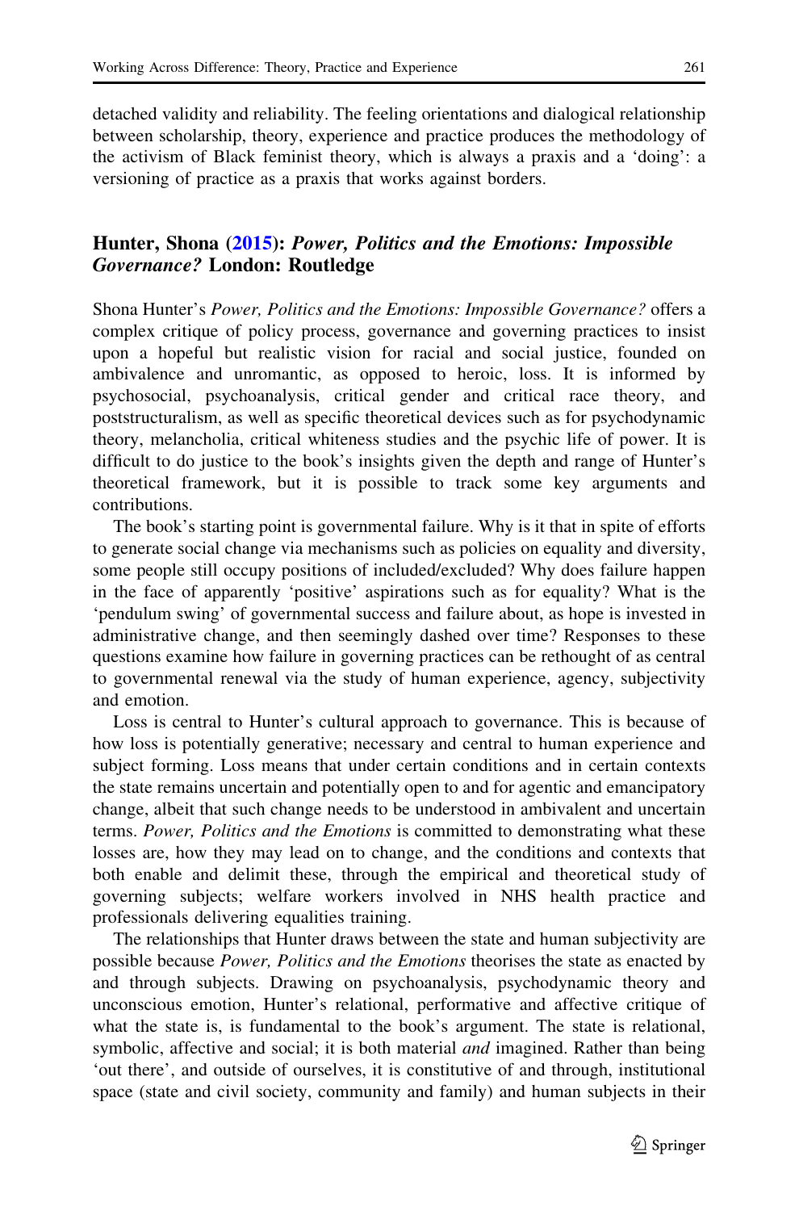detached validity and reliability. The feeling orientations and dialogical relationship between scholarship, theory, experience and practice produces the methodology of the activism of Black feminist theory, which is always a praxis and a 'doing': a versioning of practice as a praxis that works against borders.

### Hunter, Shona (2015): *Power, Politics and the Emotions: Impossible Governance?* London: Routledge

Shona Hunter's *Power, Politics and the Emotions: Impossible Governance?* offers a complex critique of policy process, governance and governing practices to insist upon a hopeful but realistic vision for racial and social justice, founded on ambivalence and unromantic, as opposed to heroic, loss. It is informed by psychosocial, psychoanalysis, critical gender and critical race theory, and poststructuralism, as well as specific theoretical devices such as for psychodynamic theory, melancholia, critical whiteness studies and the psychic life of power. It is difficult to do justice to the book's insights given the depth and range of Hunter's theoretical framework, but it is possible to track some key arguments and contributions.

The book's starting point is governmental failure. Why is it that in spite of efforts to generate social change via mechanisms such as policies on equality and diversity, some people still occupy positions of included/excluded? Why does failure happen in the face of apparently 'positive' aspirations such as for equality? What is the 'pendulum swing' of governmental success and failure about, as hope is invested in administrative change, and then seemingly dashed over time? Responses to these questions examine how failure in governing practices can be rethought of as central to governmental renewal via the study of human experience, agency, subjectivity and emotion.

Loss is central to Hunter's cultural approach to governance. This is because of how loss is potentially generative; necessary and central to human experience and subject forming. Loss means that under certain conditions and in certain contexts the state remains uncertain and potentially open to and for agentic and emancipatory change, albeit that such change needs to be understood in ambivalent and uncertain terms. *Power, Politics and the Emotions* is committed to demonstrating what these losses are, how they may lead on to change, and the conditions and contexts that both enable and delimit these, through the empirical and theoretical study of governing subjects; welfare workers involved in NHS health practice and professionals delivering equalities training.

The relationships that Hunter draws between the state and human subjectivity are possible because *Power, Politics and the Emotions* theorises the state as enacted by and through subjects. Drawing on psychoanalysis, psychodynamic theory and unconscious emotion, Hunter's relational, performative and affective critique of what the state is, is fundamental to the book's argument. The state is relational, symbolic, affective and social; it is both material *and* imagined. Rather than being 'out there', and outside of ourselves, it is constitutive of and through, institutional space (state and civil society, community and family) and human subjects in their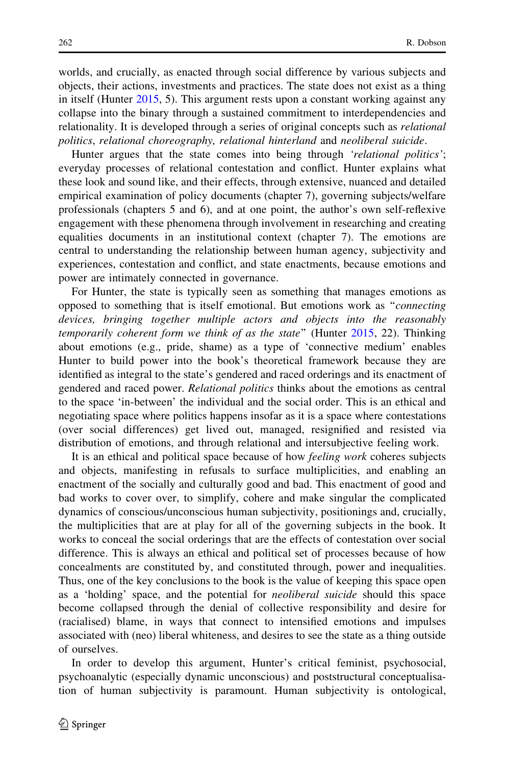worlds, and crucially, as enacted through social difference by various subjects and objects, their actions, investments and practices. The state does not exist as a thing in itself (Hunter 2015, 5). This argument rests upon a constant working against any collapse into the binary through a sustained commitment to interdependencies and relationality. It is developed through a series of original concepts such as *relational politics*, *relational choreography, relational hinterland* and *neoliberal suicide*.

Hunter argues that the state comes into being through *'relational politics'*; everyday processes of relational contestation and conflict. Hunter explains what these look and sound like, and their effects, through extensive, nuanced and detailed empirical examination of policy documents (chapter 7), governing subjects/welfare professionals (chapters 5 and 6), and at one point, the author's own self-reflexive engagement with these phenomena through involvement in researching and creating equalities documents in an institutional context (chapter 7). The emotions are central to understanding the relationship between human agency, subjectivity and experiences, contestation and conflict, and state enactments, because emotions and power are intimately connected in governance.

For Hunter, the state is typically seen as something that manages emotions as opposed to something that is itself emotional. But emotions work as "*connecting devices, bringing together multiple actors and objects into the reasonably temporarily coherent form we think of as the state*" (Hunter 2015, 22). Thinking about emotions (e.g., pride, shame) as a type of 'connective medium' enables Hunter to build power into the book's theoretical framework because they are identified as integral to the state's gendered and raced orderings and its enactment of gendered and raced power. *Relational politics* thinks about the emotions as central to the space 'in-between' the individual and the social order. This is an ethical and negotiating space where politics happens insofar as it is a space where contestations (over social differences) get lived out, managed, resignified and resisted via distribution of emotions, and through relational and intersubjective feeling work.

It is an ethical and political space because of how *feeling work* coheres subjects and objects, manifesting in refusals to surface multiplicities, and enabling an enactment of the socially and culturally good and bad. This enactment of good and bad works to cover over, to simplify, cohere and make singular the complicated dynamics of conscious/unconscious human subjectivity, positionings and, crucially, the multiplicities that are at play for all of the governing subjects in the book. It works to conceal the social orderings that are the effects of contestation over social difference. This is always an ethical and political set of processes because of how concealments are constituted by, and constituted through, power and inequalities. Thus, one of the key conclusions to the book is the value of keeping this space open as a 'holding' space, and the potential for *neoliberal suicide* should this space become collapsed through the denial of collective responsibility and desire for (racialised) blame, in ways that connect to intensified emotions and impulses associated with (neo) liberal whiteness, and desires to see the state as a thing outside of ourselves.

In order to develop this argument, Hunter's critical feminist, psychosocial, psychoanalytic (especially dynamic unconscious) and poststructural conceptualisation of human subjectivity is paramount. Human subjectivity is ontological,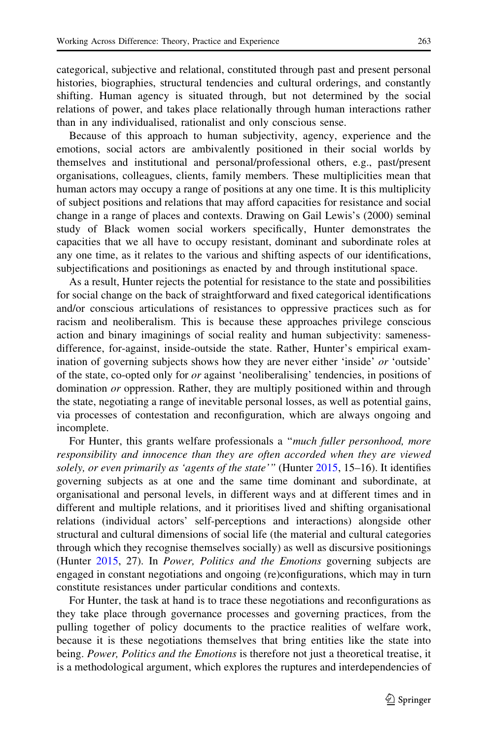categorical, subjective and relational, constituted through past and present personal histories, biographies, structural tendencies and cultural orderings, and constantly shifting. Human agency is situated through, but not determined by the social relations of power, and takes place relationally through human interactions rather than in any individualised, rationalist and only conscious sense.

Because of this approach to human subjectivity, agency, experience and the emotions, social actors are ambivalently positioned in their social worlds by themselves and institutional and personal/professional others, e.g., past/present organisations, colleagues, clients, family members. These multiplicities mean that human actors may occupy a range of positions at any one time. It is this multiplicity of subject positions and relations that may afford capacities for resistance and social change in a range of places and contexts. Drawing on Gail Lewis's (2000) seminal study of Black women social workers specifically, Hunter demonstrates the capacities that we all have to occupy resistant, dominant and subordinate roles at any one time, as it relates to the various and shifting aspects of our identifications, subjectifications and positionings as enacted by and through institutional space.

As a result, Hunter rejects the potential for resistance to the state and possibilities for social change on the back of straightforward and fixed categorical identifications and/or conscious articulations of resistances to oppressive practices such as for racism and neoliberalism. This is because these approaches privilege conscious action and binary imaginings of social reality and human subjectivity: sameness-difference, for-against, inside-outside the state. Rather, Hunter's empirical examination of governing subjects shows how they are never either 'inside' *or* 'outside' of the state, co-opted only for *or* against 'neoliberalising' tendencies, in positions of domination *or* oppression. Rather, they are multiply positioned within and through the state, negotiating a range of inevitable personal losses, as well as potential gains, via processes of contestation and reconfiguration, which are always ongoing and incomplete.

For Hunter, this grants welfare professionals a "*much fuller personhood, more responsibility and innocence than they are often accorded when they are viewed solely, or even primarily as 'agents of the state'*" (Hunter 2015, 15–16). It identifies governing subjects as at one and the same time dominant and subordinate, at organisational and personal levels, in different ways and at different times and in different and multiple relations, and it prioritises lived and shifting organisational relations (individual actors' self-perceptions and interactions) alongside other structural and cultural dimensions of social life (the material and cultural categories through which they recognise themselves socially) as well as discursive positionings (Hunter 2015, 27). In *Power, Politics and the Emotions* governing subjects are engaged in constant negotiations and ongoing (re)configurations, which may in turn constitute resistances under particular conditions and contexts.

For Hunter, the task at hand is to trace these negotiations and reconfigurations as they take place through governance processes and governing practices, from the pulling together of policy documents to the practice realities of welfare work, because it is these negotiations themselves that bring entities like the state into being. *Power, Politics and the Emotions* is therefore not just a theoretical treatise, it is a methodological argument, which explores the ruptures and interdependencies of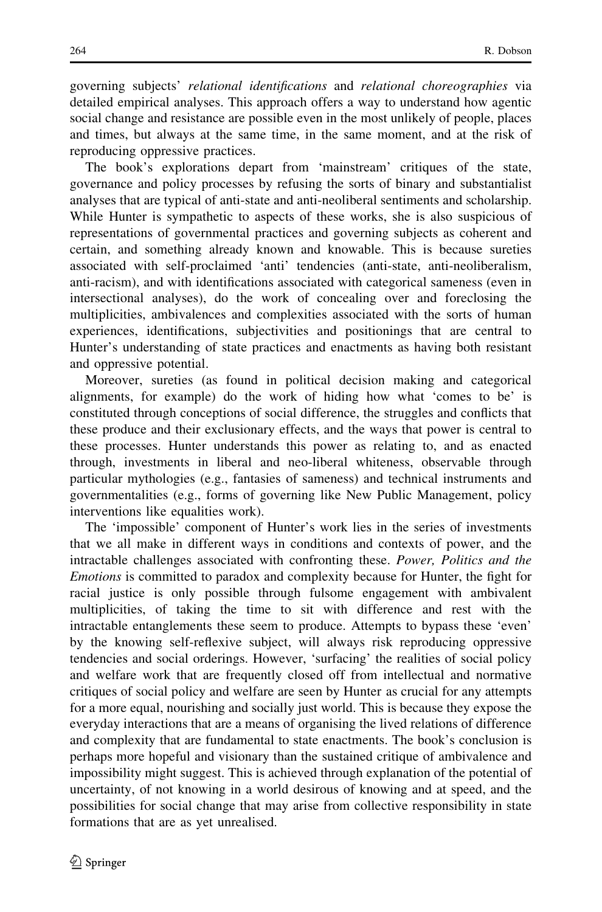governing subjects' *relational identifications* and *relational choreographies* via detailed empirical analyses. This approach offers a way to understand how agentic social change and resistance are possible even in the most unlikely of people, places and times, but always at the same time, in the same moment, and at the risk of reproducing oppressive practices.

The book's explorations depart from 'mainstream' critiques of the state, governance and policy processes by refusing the sorts of binary and substantialist analyses that are typical of anti-state and anti-neoliberal sentiments and scholarship. While Hunter is sympathetic to aspects of these works, she is also suspicious of representations of governmental practices and governing subjects as coherent and certain, and something already known and knowable. This is because sureties associated with self-proclaimed 'anti' tendencies (anti-state, anti-neoliberalism, anti-racism), and with identifications associated with categorical sameness (even in intersectional analyses), do the work of concealing over and foreclosing the multiplicities, ambivalences and complexities associated with the sorts of human experiences, identifications, subjectivities and positionings that are central to Hunter's understanding of state practices and enactments as having both resistant and oppressive potential.

Moreover, sureties (as found in political decision making and categorical alignments, for example) do the work of hiding how what 'comes to be' is constituted through conceptions of social difference, the struggles and conflicts that these produce and their exclusionary effects, and the ways that power is central to these processes. Hunter understands this power as relating to, and as enacted through, investments in liberal and neo-liberal whiteness, observable through particular mythologies (e.g., fantasies of sameness) and technical instruments and governmentalities (e.g., forms of governing like New Public Management, policy interventions like equalities work).

The 'impossible' component of Hunter's work lies in the series of investments that we all make in different ways in conditions and contexts of power, and the intractable challenges associated with confronting these. *Power, Politics and the Emotions* is committed to paradox and complexity because for Hunter, the fight for racial justice is only possible through fulsome engagement with ambivalent multiplicities, of taking the time to sit with difference and rest with the intractable entanglements these seem to produce. Attempts to bypass these 'even' by the knowing self-reflexive subject, will always risk reproducing oppressive tendencies and social orderings. However, 'surfacing' the realities of social policy and welfare work that are frequently closed off from intellectual and normative critiques of social policy and welfare are seen by Hunter as crucial for any attempts for a more equal, nourishing and socially just world. This is because they expose the everyday interactions that are a means of organising the lived relations of difference and complexity that are fundamental to state enactments. The book's conclusion is perhaps more hopeful and visionary than the sustained critique of ambivalence and impossibility might suggest. This is achieved through explanation of the potential of uncertainty, of not knowing in a world desirous of knowing and at speed, and the possibilities for social change that may arise from collective responsibility in state formations that are as yet unrealised.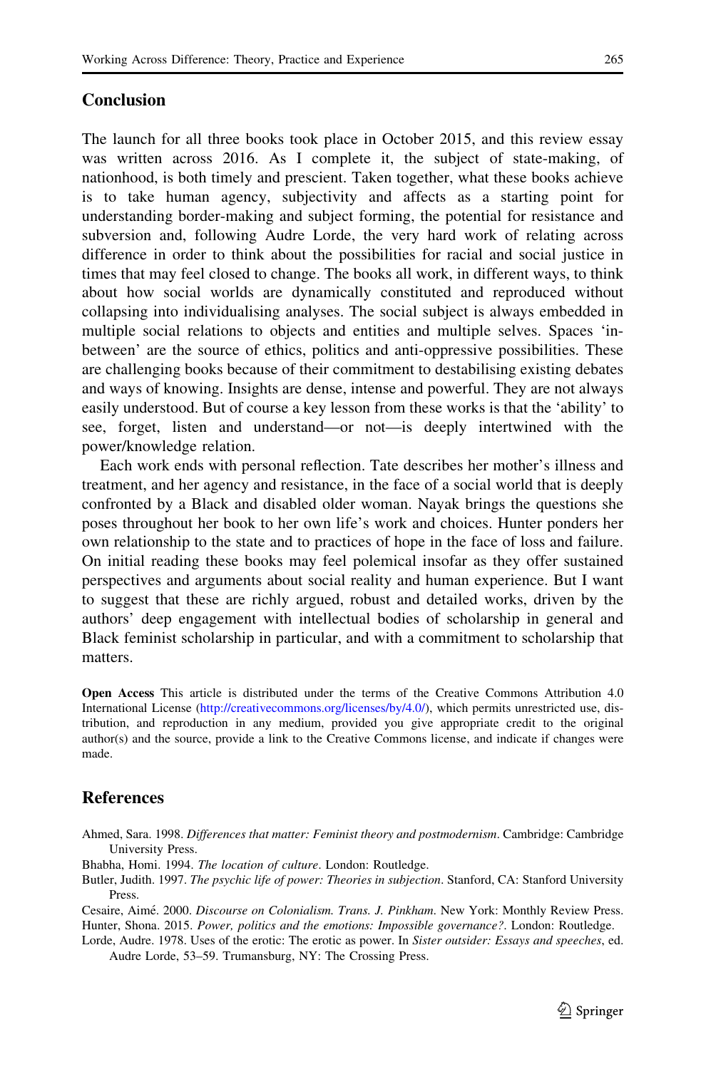## Conclusion

The launch for all three books took place in October 2015, and this review essay was written across 2016. As I complete it, the subject of state-making, of nationhood, is both timely and prescient. Taken together, what these books achieve is to take human agency, subjectivity and affects as a starting point for understanding border-making and subject forming, the potential for resistance and subversion and, following Audre Lorde, the very hard work of relating across difference in order to think about the possibilities for racial and social justice in times that may feel closed to change. The books all work, in different ways, to think about how social worlds are dynamically constituted and reproduced without collapsing into individualising analyses. The social subject is always embedded in multiple social relations to objects and entities and multiple selves. Spaces 'in-between' are the source of ethics, politics and anti-oppressive possibilities. These are challenging books because of their commitment to destabilising existing debates and ways of knowing. Insights are dense, intense and powerful. They are not always easily understood. But of course a key lesson from these works is that the 'ability' to see, forget, listen and understand—or not—is deeply intertwined with the power/knowledge relation.

Each work ends with personal reflection. Tate describes her mother's illness and treatment, and her agency and resistance, in the face of a social world that is deeply confronted by a Black and disabled older woman. Nayak brings the questions she poses throughout her book to her own life's work and choices. Hunter ponders her own relationship to the state and to practices of hope in the face of loss and failure. On initial reading these books may feel polemical insofar as they offer sustained perspectives and arguments about social reality and human experience. But I want to suggest that these are richly argued, robust and detailed works, driven by the authors' deep engagement with intellectual bodies of scholarship in general and Black feminist scholarship in particular, and with a commitment to scholarship that matters.

**Open Access** This article is distributed under the terms of the Creative Commons Attribution 4.0 International License (http://creativecommons.org/licenses/by/4.0/), which permits unrestricted use, distribution, and reproduction in any medium, provided you give appropriate credit to the original author(s) and the source, provide a link to the Creative Commons license, and indicate if changes were made.

## References

Ahmed, Sara. 1998. *Differences that matter: Feminist theory and postmodernism*. Cambridge: Cambridge University Press.

Bhabha, Homi. 1994. *The location of culture*. London: Routledge.

Butler, Judith. 1997. *The psychic life of power: Theories in subjection*. Stanford, CA: Stanford University Press.

Cesaire, Aimé. 2000. *Discourse on Colonialism. Trans. J. Pinkham*. New York: Monthly Review Press.

Hunter, Shona. 2015. *Power, politics and the emotions: Impossible governance?*. London: Routledge.

Lorde, Audre. 1978. Uses of the erotic: The erotic as power. In *Sister outsider: Essays and speeches*, ed. Audre Lorde, 53–59. Trumansburg, NY: The Crossing Press.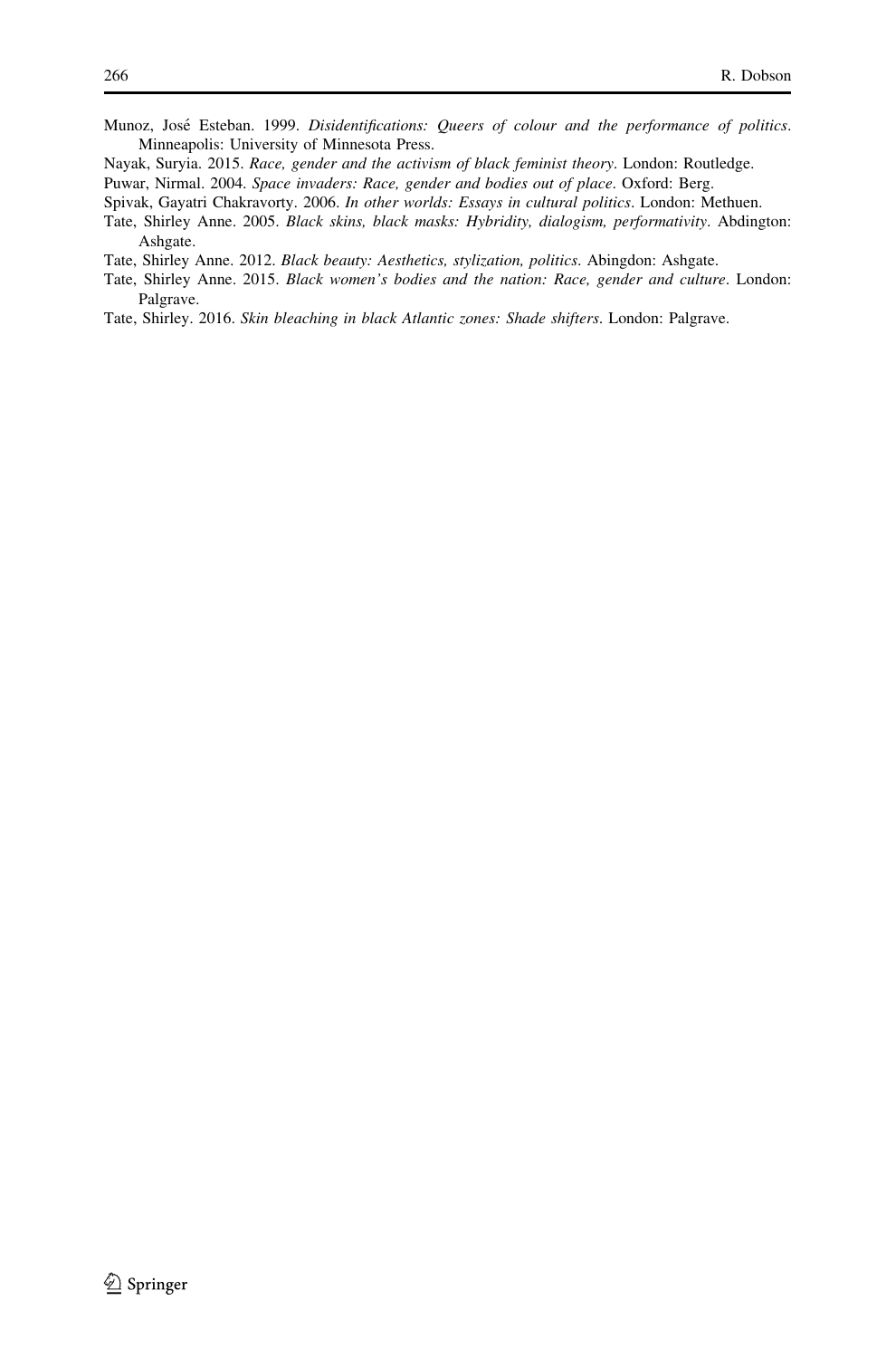Munoz, José Esteban. 1999. *Disidentifications: Queers of colour and the performance of politics*. Minneapolis: University of Minnesota Press.

Nayak, Suryia. 2015. *Race, gender and the activism of black feminist theory*. London: Routledge.

Puwar, Nirmal. 2004. *Space invaders: Race, gender and bodies out of place*. Oxford: Berg.

Spivak, Gayatri Chakravorty. 2006. *In other worlds: Essays in cultural politics*. London: Methuen.

Tate, Shirley Anne. 2005. *Black skins, black masks: Hybridity, dialogism, performativity*. Abdington: Ashgate.

Tate, Shirley Anne. 2012. *Black beauty: Aesthetics, stylization, politics*. Abingdon: Ashgate.

Tate, Shirley Anne. 2015. *Black women's bodies and the nation: Race, gender and culture*. London: Palgrave.

Tate, Shirley. 2016. *Skin bleaching in black Atlantic zones: Shade shifters*. London: Palgrave.